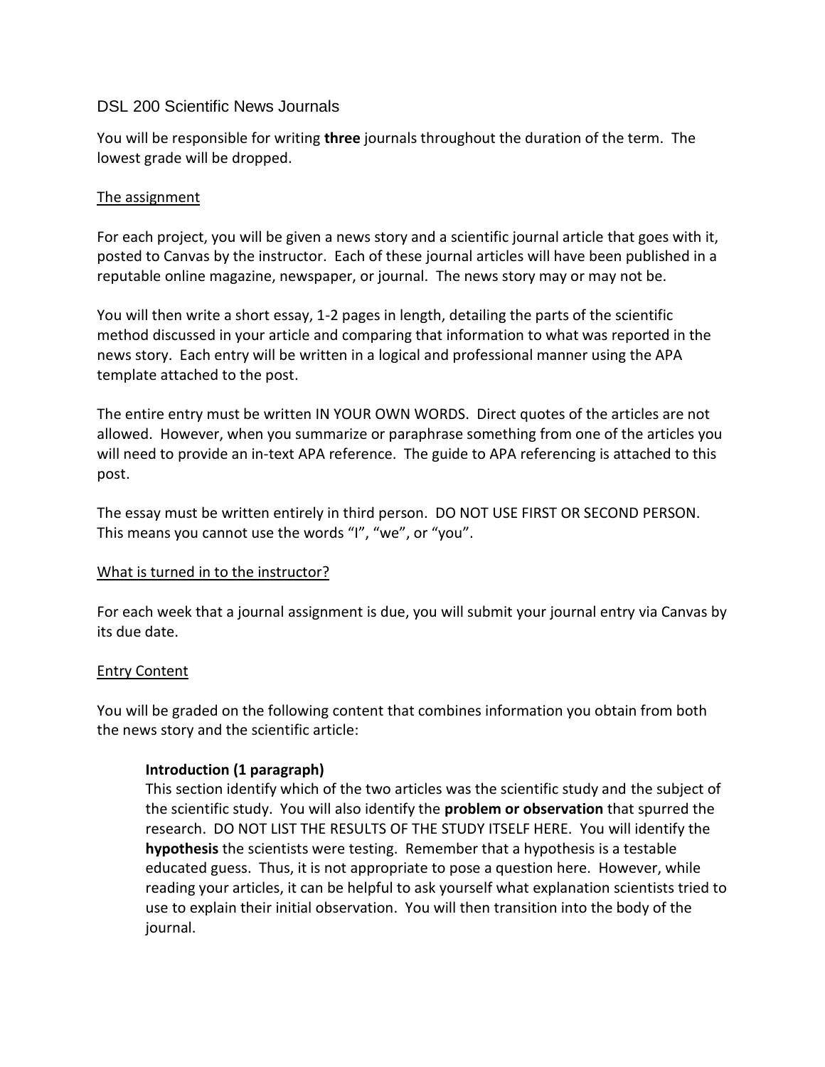# DSL 200 Scientific News Journals

You will be responsible for writing **three** journals throughout the duration of the term. The lowest grade will be dropped.

## The assignment

For each project, you will be given a news story and a scientific journal article that goes with it, posted to Canvas by the instructor. Each of these journal articles will have been published in a reputable online magazine, newspaper, or journal. The news story may or may not be.

You will then write a short essay, 1-2 pages in length, detailing the parts of the scientific method discussed in your article and comparing that information to what was reported in the news story. Each entry will be written in a logical and professional manner using the APA template attached to the post.

The entire entry must be written IN YOUR OWN WORDS. Direct quotes of the articles are not allowed. However, when you summarize or paraphrase something from one of the articles you will need to provide an in-text APA reference. The guide to APA referencing is attached to this post.

The essay must be written entirely in third person. DO NOT USE FIRST OR SECOND PERSON. This means you cannot use the words "I", "we", or "you".

## What is turned in to the instructor?

For each week that a journal assignment is due, you will submit your journal entry via Canvas by its due date.

## Entry Content

You will be graded on the following content that combines information you obtain from both the news story and the scientific article:

### Introduction (1 paragraph)

This section identify which of the two articles was the scientific study and the subject of the scientific study. You will also identify the **problem or observation** that spurred the research. DO NOT LIST THE RESULTS OF THE STUDY ITSELF HERE. You will identify the **hypothesis** the scientists were testing. Remember that a hypothesis is a testable educated guess. Thus, it is not appropriate to pose a question here. However, while reading your articles, it can be helpful to ask yourself what explanation scientists tried to use to explain their initial observation. You will then transition into the body of the journal.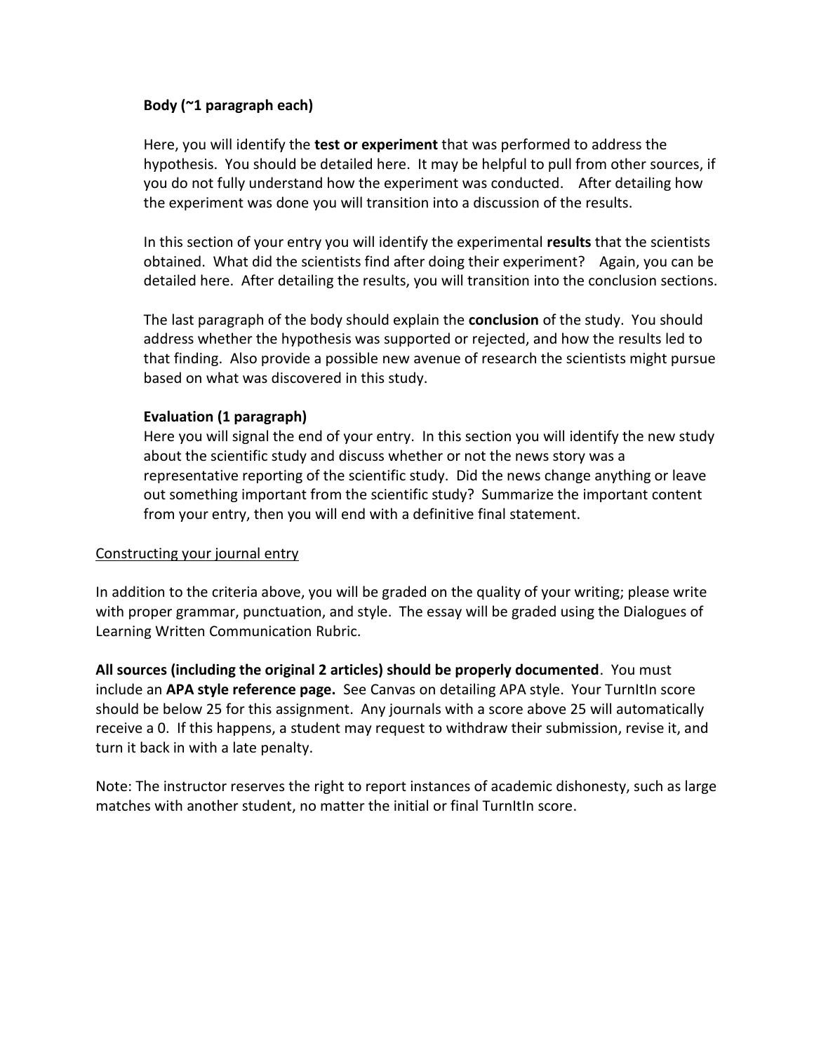**Body (~1 paragraph each)**

Here, you will identify the **test or experiment** that was performed to address the hypothesis. You should be detailed here. It may be helpful to pull from other sources, if you do not fully understand how the experiment was conducted. After detailing how the experiment was done you will transition into a discussion of the results.

In this section of your entry you will identify the experimental **results** that the scientists obtained. What did the scientists find after doing their experiment? Again, you can be detailed here. After detailing the results, you will transition into the conclusion sections.

The last paragraph of the body should explain the **conclusion** of the study. You should address whether the hypothesis was supported or rejected, and how the results led to that finding. Also provide a possible new avenue of research the scientists might pursue based on what was discovered in this study.

**Evaluation (1 paragraph)**

Here you will signal the end of your entry. In this section you will identify the new study about the scientific study and discuss whether or not the news story was a representative reporting of the scientific study. Did the news change anything or leave out something important from the scientific study? Summarize the important content from your entry, then you will end with a definitive final statement.

<u>Constructing your journal entry</u>

In addition to the criteria above, you will be graded on the quality of your writing; please write with proper grammar, punctuation, and style. The essay will be graded using the Dialogues of Learning Written Communication Rubric.

**All sources (including the original 2 articles) should be properly documented**. You must include an **APA style reference page.** See Canvas on detailing APA style. Your TurnItIn score should be below 25 for this assignment. Any journals with a score above 25 will automatically receive a 0. If this happens, a student may request to withdraw their submission, revise it, and turn it back in with a late penalty.

Note: The instructor reserves the right to report instances of academic dishonesty, such as large matches with another student, no matter the initial or final TurnItIn score.